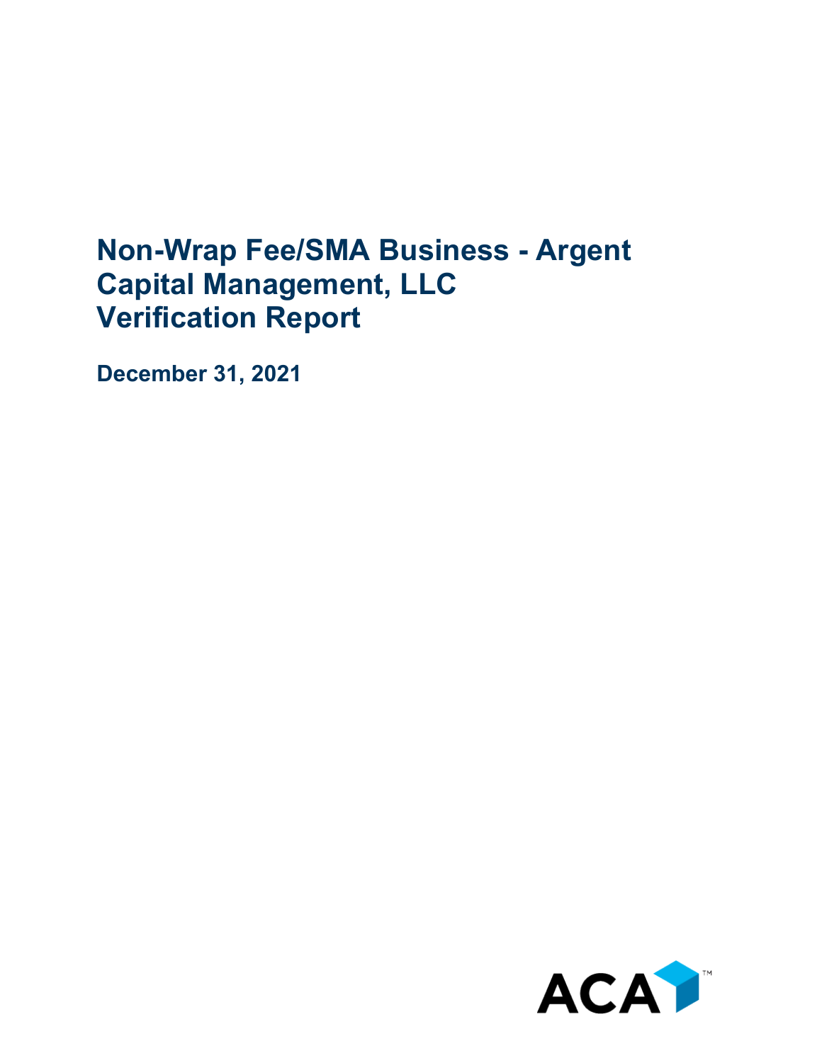# Non-Wrap Fee/SMA Business - Argent Capital Management, LLC Verification Report

**December 31, 2021**

ACA™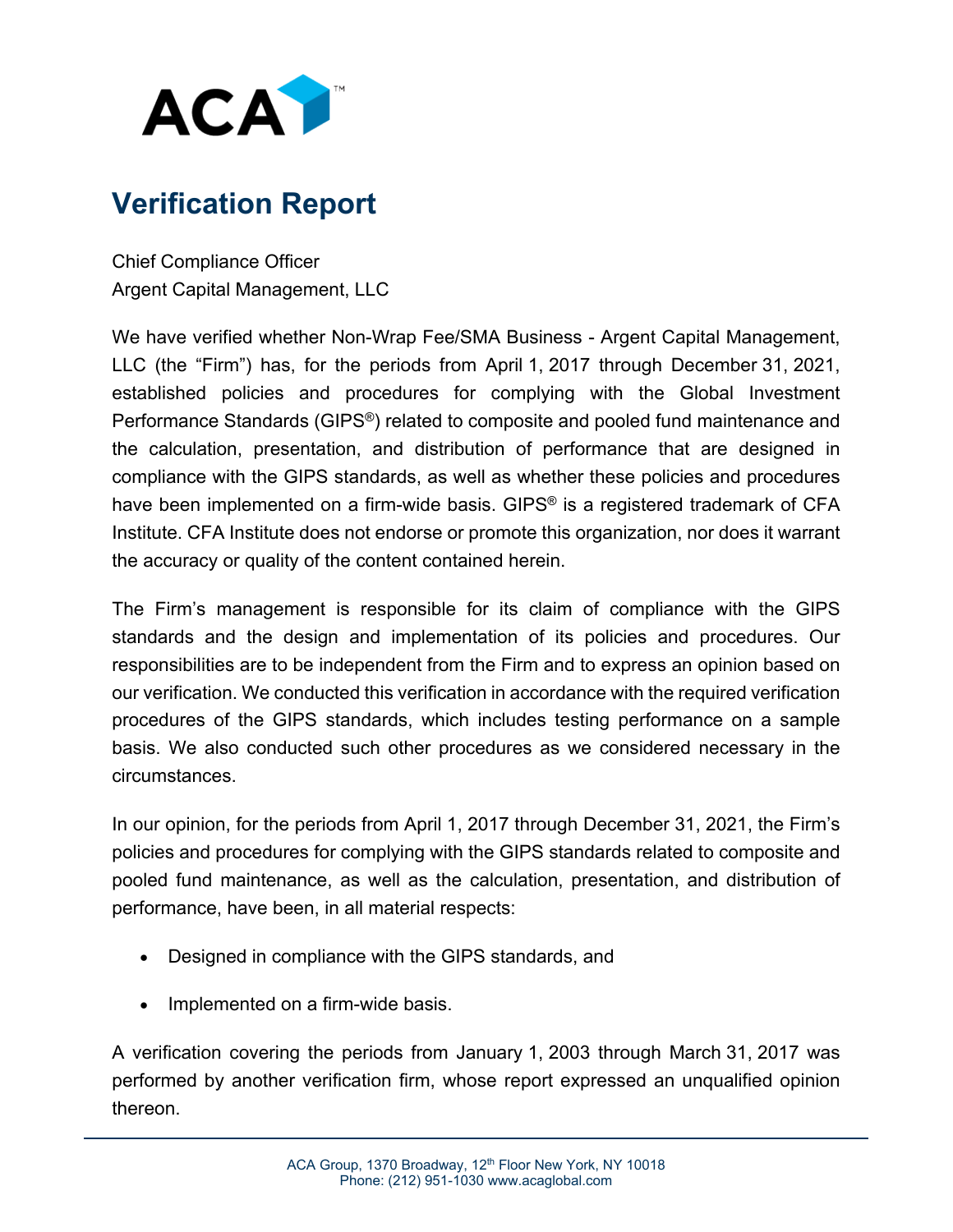# Verification Report

Chief Compliance Officer
Argent Capital Management, LLC

We have verified whether Non-Wrap Fee/SMA Business - Argent Capital Management, LLC (the "Firm") has, for the periods from April 1, 2017 through December 31, 2021, established policies and procedures for complying with the Global Investment Performance Standards (GIPS®) related to composite and pooled fund maintenance and the calculation, presentation, and distribution of performance that are designed in compliance with the GIPS standards, as well as whether these policies and procedures have been implemented on a firm-wide basis. GIPS® is a registered trademark of CFA Institute. CFA Institute does not endorse or promote this organization, nor does it warrant the accuracy or quality of the content contained herein.

The Firm's management is responsible for its claim of compliance with the GIPS standards and the design and implementation of its policies and procedures. Our responsibilities are to be independent from the Firm and to express an opinion based on our verification. We conducted this verification in accordance with the required verification procedures of the GIPS standards, which includes testing performance on a sample basis. We also conducted such other procedures as we considered necessary in the circumstances.

In our opinion, for the periods from April 1, 2017 through December 31, 2021, the Firm's policies and procedures for complying with the GIPS standards related to composite and pooled fund maintenance, as well as the calculation, presentation, and distribution of performance, have been, in all material respects:

- Designed in compliance with the GIPS standards, and
- Implemented on a firm-wide basis.

A verification covering the periods from January 1, 2003 through March 31, 2017 was performed by another verification firm, whose report expressed an unqualified opinion thereon.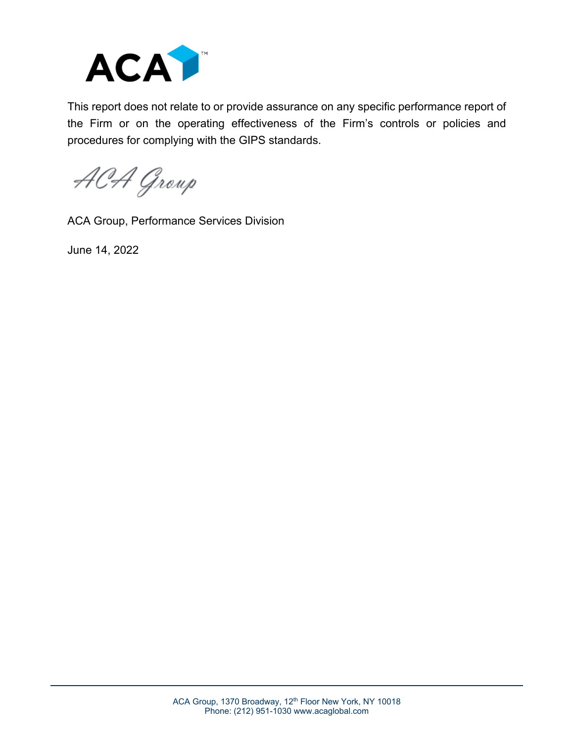This report does not relate to or provide assurance on any specific performance report of the Firm or on the operating effectiveness of the Firm's controls or policies and procedures for complying with the GIPS standards.

ACA Group

ACA Group, Performance Services Division

June 14, 2022

ACA Group, 1370 Broadway, 12th Floor New York, NY 10018
Phone: (212) 951-1030 www.acaglobal.com